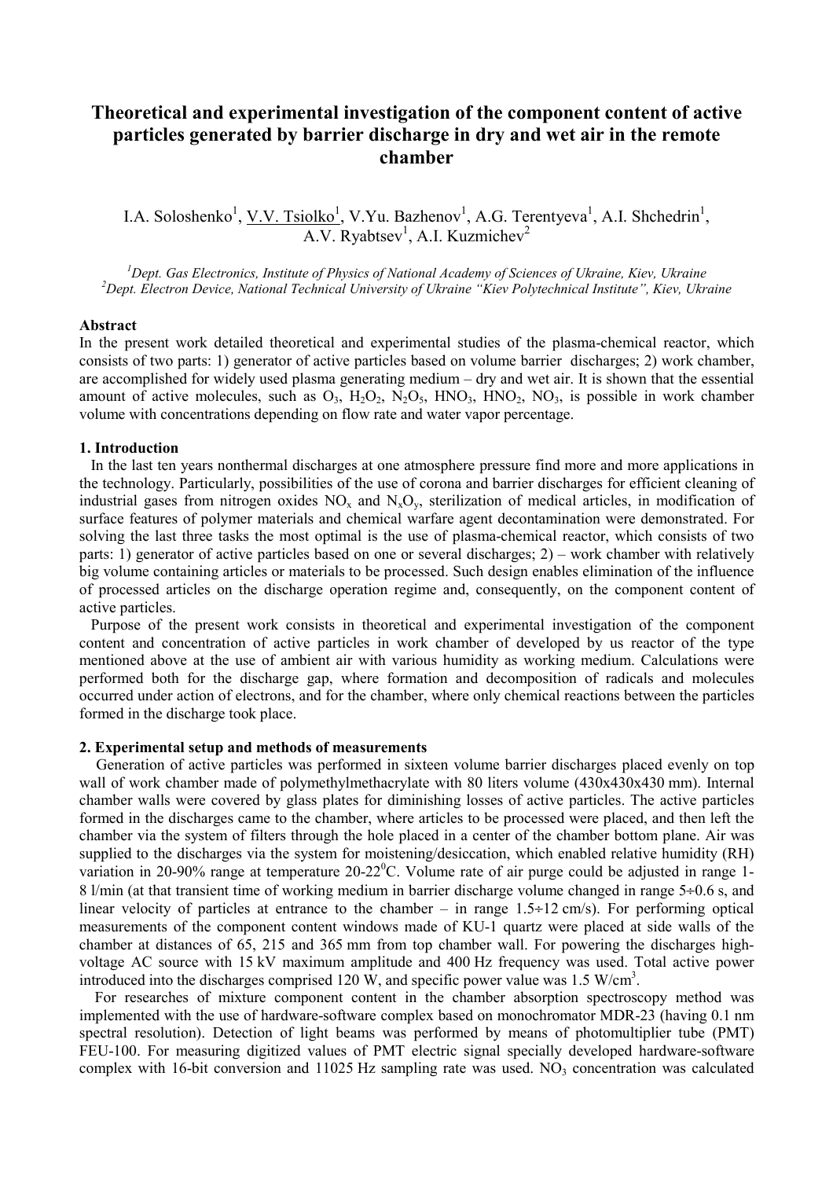# Theoretical and experimental investigation of the component content of active particles generated by barrier discharge in dry and wet air in the remote chamber

I.A. Soloshenko[1], V.V. Tsiolko[1], V.Yu. Bazhenov[1], A.G. Terentyeva[1], A.I. Shchedrin[1], A.V. Ryabtsev[1], A.I. Kuzmichev[2]

[1]*Dept. Gas Electronics, Institute of Physics of National Academy of Sciences of Ukraine, Kiev, Ukraine*
[2]*Dept. Electron Device, National Technical University of Ukraine "Kiev Polytechnical Institute", Kiev, Ukraine*

**Abstract**

In the present work detailed theoretical and experimental studies of the plasma-chemical reactor, which consists of two parts: 1) generator of active particles based on volume barrier discharges; 2) work chamber, are accomplished for widely used plasma generating medium – dry and wet air. It is shown that the essential amount of active molecules, such as $O_3$, $H_2O_2$, $N_2O_5$, $HNO_3$, $HNO_2$, $NO_3$, is possible in work chamber volume with concentrations depending on flow rate and water vapor percentage.

**1. Introduction**

In the last ten years nonthermal discharges at one atmosphere pressure find more and more applications in the technology. Particularly, possibilities of the use of corona and barrier discharges for efficient cleaning of industrial gases from nitrogen oxides $NO_x$ and $N_xO_y$, sterilization of medical articles, in modification of surface features of polymer materials and chemical warfare agent decontamination were demonstrated. For solving the last three tasks the most optimal is the use of plasma-chemical reactor, which consists of two parts: 1) generator of active particles based on one or several discharges; 2) – work chamber with relatively big volume containing articles or materials to be processed. Such design enables elimination of the influence of processed articles on the discharge operation regime and, consequently, on the component content of active particles.

Purpose of the present work consists in theoretical and experimental investigation of the component content and concentration of active particles in work chamber of developed by us reactor of the type mentioned above at the use of ambient air with various humidity as working medium. Calculations were performed both for the discharge gap, where formation and decomposition of radicals and molecules occurred under action of electrons, and for the chamber, where only chemical reactions between the particles formed in the discharge took place.

**2. Experimental setup and methods of measurements**

Generation of active particles was performed in sixteen volume barrier discharges placed evenly on top wall of work chamber made of polymethylmethacrylate with 80 liters volume (430x430x430 mm). Internal chamber walls were covered by glass plates for diminishing losses of active particles. The active particles formed in the discharges came to the chamber, where articles to be processed were placed, and then left the chamber via the system of filters through the hole placed in a center of the chamber bottom plane. Air was supplied to the discharges via the system for moistening/desiccation, which enabled relative humidity (RH) variation in 20-90% range at temperature 20-22$^0$C. Volume rate of air purge could be adjusted in range 1-8 l/min (at that transient time of working medium in barrier discharge volume changed in range 5÷0.6 s, and linear velocity of particles at entrance to the chamber – in range 1.5÷12 cm/s). For performing optical measurements of the component content windows made of KU-1 quartz were placed at side walls of the chamber at distances of 65, 215 and 365 mm from top chamber wall. For powering the discharges high-voltage AC source with 15 kV maximum amplitude and 400 Hz frequency was used. Total active power introduced into the discharges comprised 120 W, and specific power value was 1.5 W/cm$^3$.

For researches of mixture component content in the chamber absorption spectroscopy method was implemented with the use of hardware-software complex based on monochromator MDR-23 (having 0.1 nm spectral resolution). Detection of light beams was performed by means of photomultiplier tube (PMT) FEU-100. For measuring digitized values of PMT electric signal specially developed hardware-software complex with 16-bit conversion and 11025 Hz sampling rate was used. $NO_3$ concentration was calculated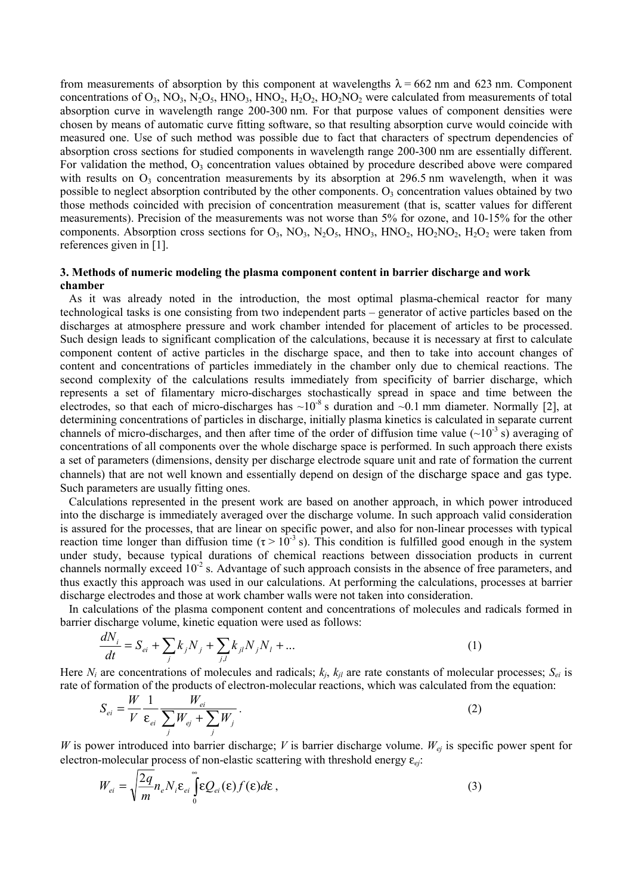from measurements of absorption by this component at wavelengths $\lambda = 662$ nm and 623 nm. Component concentrations of $O_3$, $NO_3$, $N_2O_5$, $HNO_3$, $HNO_2$, $H_2O_2$, $HO_2NO_2$ were calculated from measurements of total absorption curve in wavelength range 200-300 nm. For that purpose values of component densities were chosen by means of automatic curve fitting software, so that resulting absorption curve would coincide with measured one. Use of such method was possible due to fact that characters of spectrum dependencies of absorption cross sections for studied components in wavelength range 200-300 nm are essentially different. For validation the method, $O_3$ concentration values obtained by procedure described above were compared with results on $O_3$ concentration measurements by its absorption at 296.5 nm wavelength, when it was possible to neglect absorption contributed by the other components. $O_3$ concentration values obtained by two those methods coincided with precision of concentration measurement (that is, scatter values for different measurements). Precision of the measurements was not worse than 5% for ozone, and 10-15% for the other components. Absorption cross sections for $O_3$, $NO_3$, $N_2O_5$, $HNO_3$, $HNO_2$, $HO_2NO_2$, $H_2O_2$ were taken from references given in [1].

### 3. Methods of numeric modeling the plasma component content in barrier discharge and work chamber

As it was already noted in the introduction, the most optimal plasma-chemical reactor for many technological tasks is one consisting from two independent parts – generator of active particles based on the discharges at atmosphere pressure and work chamber intended for placement of articles to be processed. Such design leads to significant complication of the calculations, because it is necessary at first to calculate component content of active particles in the discharge space, and then to take into account changes of content and concentrations of particles immediately in the chamber only due to chemical reactions. The second complexity of the calculations results immediately from specificity of barrier discharge, which represents a set of filamentary micro-discharges stochastically spread in space and time between the electrodes, so that each of micro-discharges has $\sim 10^{-8}$ s duration and ~0.1 mm diameter. Normally [2], at determining concentrations of particles in discharge, initially plasma kinetics is calculated in separate current channels of micro-discharges, and then after time of the order of diffusion time value ($\sim 10^{-3}$ s) averaging of concentrations of all components over the whole discharge space is performed. In such approach there exists a set of parameters (dimensions, density per discharge electrode square unit and rate of formation the current channels) that are not well known and essentially depend on design of the discharge space and gas type. Such parameters are usually fitting ones.

Calculations represented in the present work are based on another approach, in which power introduced into the discharge is immediately averaged over the discharge volume. In such approach valid consideration is assured for the processes, that are linear on specific power, and also for non-linear processes with typical reaction time longer than diffusion time ($\tau > 10^{-3}$ s). This condition is fulfilled good enough in the system under study, because typical durations of chemical reactions between dissociation products in current channels normally exceed $10^{-2}$ s. Advantage of such approach consists in the absence of free parameters, and thus exactly this approach was used in our calculations. At performing the calculations, processes at barrier discharge electrodes and those at work chamber walls were not taken into consideration.

In calculations of the plasma component content and concentrations of molecules and radicals formed in barrier discharge volume, kinetic equation were used as follows:

$$\frac{dN_i}{dt} = S_{ei} + \sum_j k_j N_j + \sum_{j,l} k_{jl} N_j N_l + \dots \tag{1}$$

Here $N_i$ are concentrations of molecules and radicals; $k_j$, $k_{jl}$ are rate constants of molecular processes; $S_{ei}$ is rate of formation of the products of electron-molecular reactions, which was calculated from the equation:

$$S_{ei} = \frac{W}{V} \frac{1}{\varepsilon_{ei}} \frac{W_{ei}}{\sum_j W_{ej} + \sum_j W_j}. \tag{2}$$

$W$ is power introduced into barrier discharge; $V$ is barrier discharge volume. $W_{ej}$ is specific power spent for electron-molecular process of non-elastic scattering with threshold energy $\varepsilon_{ej}$:

$$W_{ei} = \sqrt{\frac{2q}{m}} n_e N_i \varepsilon_{ei} \int_0^\infty \varepsilon Q_{ei}(\varepsilon) f(\varepsilon) d\varepsilon, \tag{3}$$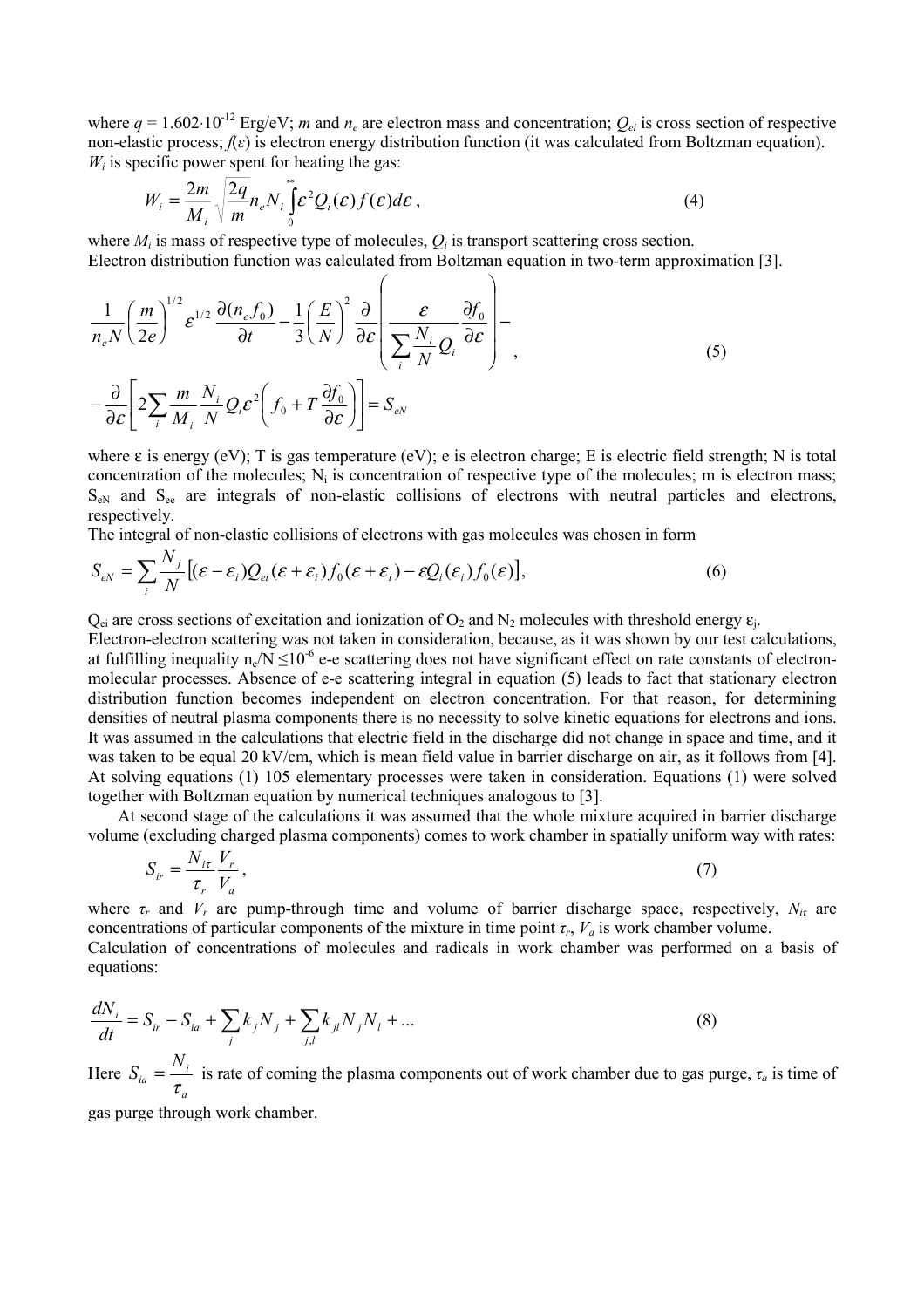where $q = 1.602 \cdot 10^{-12}$ Erg/eV; $m$ and $n_e$ are electron mass and concentration; $Q_{ei}$ is cross section of respective non-elastic process; $f(\varepsilon)$ is electron energy distribution function (it was calculated from Boltzman equation). $W_i$ is specific power spent for heating the gas:

$$W_i = \frac{2m}{M_i}\sqrt{\frac{2q}{m}} n_e N_i \int_0^\infty \varepsilon^2 Q_i(\varepsilon) f(\varepsilon) d\varepsilon \, , \tag{4}$$

where $M_i$ is mass of respective type of molecules, $Q_i$ is transport scattering cross section.
Electron distribution function was calculated from Boltzman equation in two-term approximation [3].

$$\frac{1}{n_e N}\left(\frac{m}{2e}\right)^{1/2} \varepsilon^{1/2} \frac{\partial (n_e f_0)}{\partial t} - \frac{1}{3}\left(\frac{E}{N}\right)^2 \frac{\partial}{\partial \varepsilon}\left(\frac{\varepsilon}{\sum_i \frac{N_i}{N} Q_i} \frac{\partial f_0}{\partial \varepsilon}\right) - $$
$$- \frac{\partial}{\partial \varepsilon}\left[2\sum_i \frac{m}{M_i}\frac{N_i}{N} Q_i \varepsilon^2 \left(f_0 + T\frac{\partial f_0}{\partial \varepsilon}\right)\right] = S_{eN} \tag{5}$$

where ε is energy (eV); T is gas temperature (eV); e is electron charge; E is electric field strength; N is total concentration of the molecules; $N_i$ is concentration of respective type of the molecules; m is electron mass; $S_{eN}$ and $S_{ee}$ are integrals of non-elastic collisions of electrons with neutral particles and electrons, respectively.
The integral of non-elastic collisions of electrons with gas molecules was chosen in form

$$S_{eN} = \sum_i \frac{N_j}{N}\left[(\varepsilon - \varepsilon_i) Q_{ei}(\varepsilon + \varepsilon_i) f_0(\varepsilon + \varepsilon_i) - \varepsilon Q_i(\varepsilon_i) f_0(\varepsilon)\right], \tag{6}$$

$Q_{ei}$ are cross sections of excitation and ionization of $O_2$ and $N_2$ molecules with threshold energy $\varepsilon_j$.
Electron-electron scattering was not taken in consideration, because, as it was shown by our test calculations, at fulfilling inequality $n_e/N \leq 10^{-6}$ e-e scattering does not have significant effect on rate constants of electron-molecular processes. Absence of e-e scattering integral in equation (5) leads to fact that stationary electron distribution function becomes independent on electron concentration. For that reason, for determining densities of neutral plasma components there is no necessity to solve kinetic equations for electrons and ions. It was assumed in the calculations that electric field in the discharge did not change in space and time, and it was taken to be equal 20 kV/cm, which is mean field value in barrier discharge on air, as it follows from [4]. At solving equations (1) 105 elementary processes were taken in consideration. Equations (1) were solved together with Boltzman equation by numerical techniques analogous to [3].

At second stage of the calculations it was assumed that the whole mixture acquired in barrier discharge volume (excluding charged plasma components) comes to work chamber in spatially uniform way with rates:

$$S_{ir} = \frac{N_{i\tau}}{\tau_r}\frac{V_r}{V_a}, \tag{7}$$

where $\tau_r$ and $V_r$ are pump-through time and volume of barrier discharge space, respectively, $N_{i\tau}$ are concentrations of particular components of the mixture in time point $\tau_r$, $V_a$ is work chamber volume.
Calculation of concentrations of molecules and radicals in work chamber was performed on a basis of equations:

$$\frac{dN_i}{dt} = S_{ir} - S_{ia} + \sum_j k_j N_j + \sum_{j,l} k_{jl} N_j N_l + \ldots \tag{8}$$

Here $S_{ia} = \frac{N_i}{\tau_a}$ is rate of coming the plasma components out of work chamber due to gas purge, $\tau_a$ is time of gas purge through work chamber.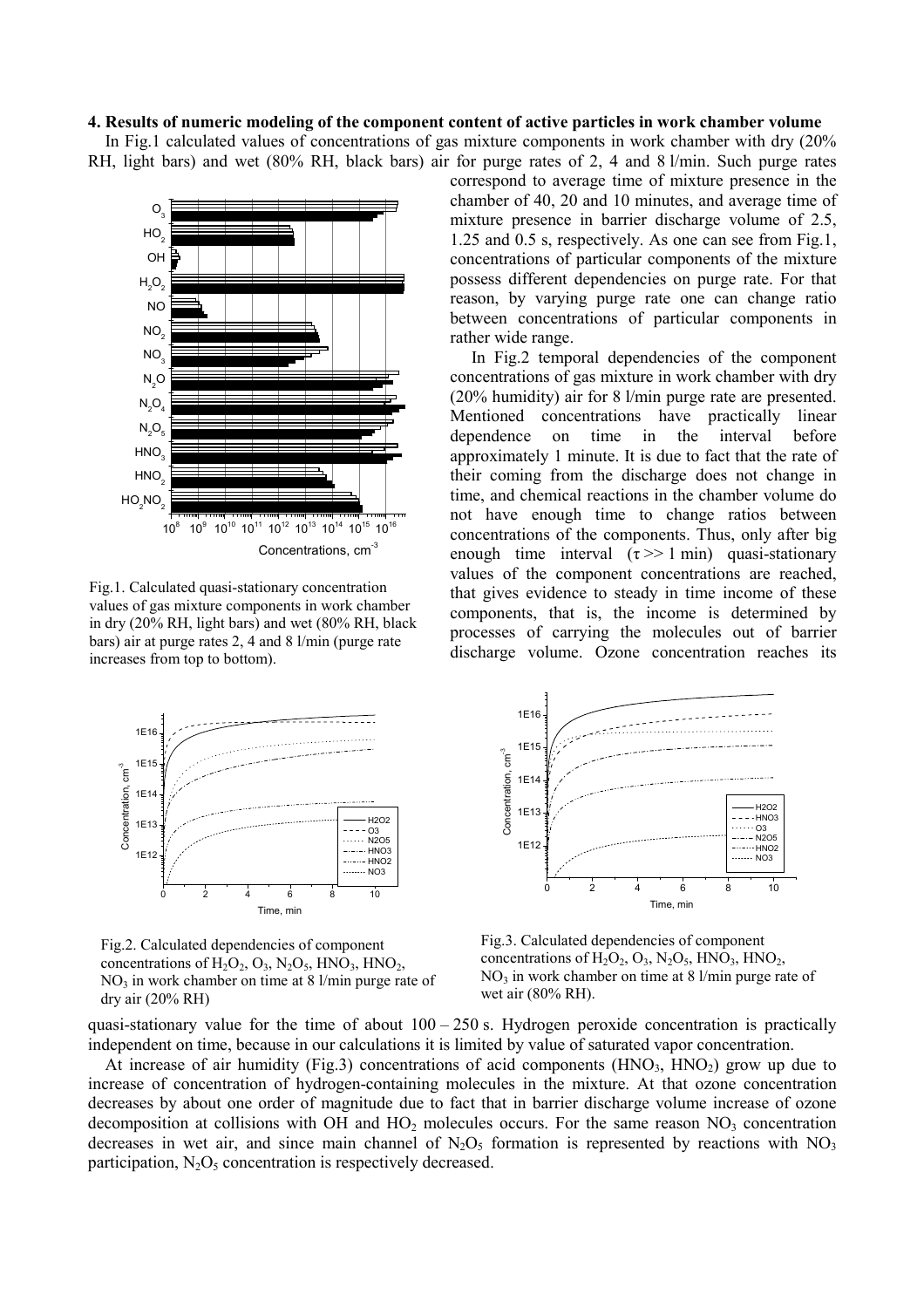**4. Results of numeric modeling of the component content of active particles in work chamber volume**

In Fig.1 calculated values of concentrations of gas mixture components in work chamber with dry (20% RH, light bars) and wet (80% RH, black bars) air for purge rates of 2, 4 and 8 l/min. Such purge rates correspond to average time of mixture presence in the chamber of 40, 20 and 10 minutes, and average time of mixture presence in barrier discharge volume of 2.5, 1.25 and 0.5 s, respectively. As one can see from Fig.1, concentrations of particular components of the mixture possess different dependencies on purge rate. For that reason, by varying purge rate one can change ratio between concentrations of particular components in rather wide range.

Fig.1. Calculated quasi-stationary concentration values of gas mixture components in work chamber in dry (20% RH, light bars) and wet (80% RH, black bars) air at purge rates 2, 4 and 8 l/min (purge rate increases from top to bottom).

In Fig.2 temporal dependencies of the component concentrations of gas mixture in work chamber with dry (20% humidity) air for 8 l/min purge rate are presented. Mentioned concentrations have practically linear dependence on time in the interval before approximately 1 minute. It is due to fact that the rate of their coming from the discharge does not change in time, and chemical reactions in the chamber volume do not have enough time to change ratios between concentrations of the components. Thus, only after big enough time interval ($\tau >> 1$ min) quasi-stationary values of the component concentrations are reached, that gives evidence to steady in time income of these components, that is, the income is determined by processes of carrying the molecules out of barrier discharge volume. Ozone concentration reaches its quasi-stationary value for the time of about 100 – 250 s. Hydrogen peroxide concentration is practically independent on time, because in our calculations it is limited by value of saturated vapor concentration.

Fig.2. Calculated dependencies of component concentrations of $H_2O_2$, $O_3$, $N_2O_5$, $HNO_3$, $HNO_2$, $NO_3$ in work chamber on time at 8 l/min purge rate of dry air (20% RH)

Fig.3. Calculated dependencies of component concentrations of $H_2O_2$, $O_3$, $N_2O_5$, $HNO_3$, $HNO_2$, $NO_3$ in work chamber on time at 8 l/min purge rate of wet air (80% RH).

At increase of air humidity (Fig.3) concentrations of acid components ($HNO_3$, $HNO_2$) grow up due to increase of concentration of hydrogen-containing molecules in the mixture. At that ozone concentration decreases by about one order of magnitude due to fact that in barrier discharge volume increase of ozone decomposition at collisions with OH and $HO_2$ molecules occurs. For the same reason $NO_3$ concentration decreases in wet air, and since main channel of $N_2O_5$ formation is represented by reactions with $NO_3$ participation, $N_2O_5$ concentration is respectively decreased.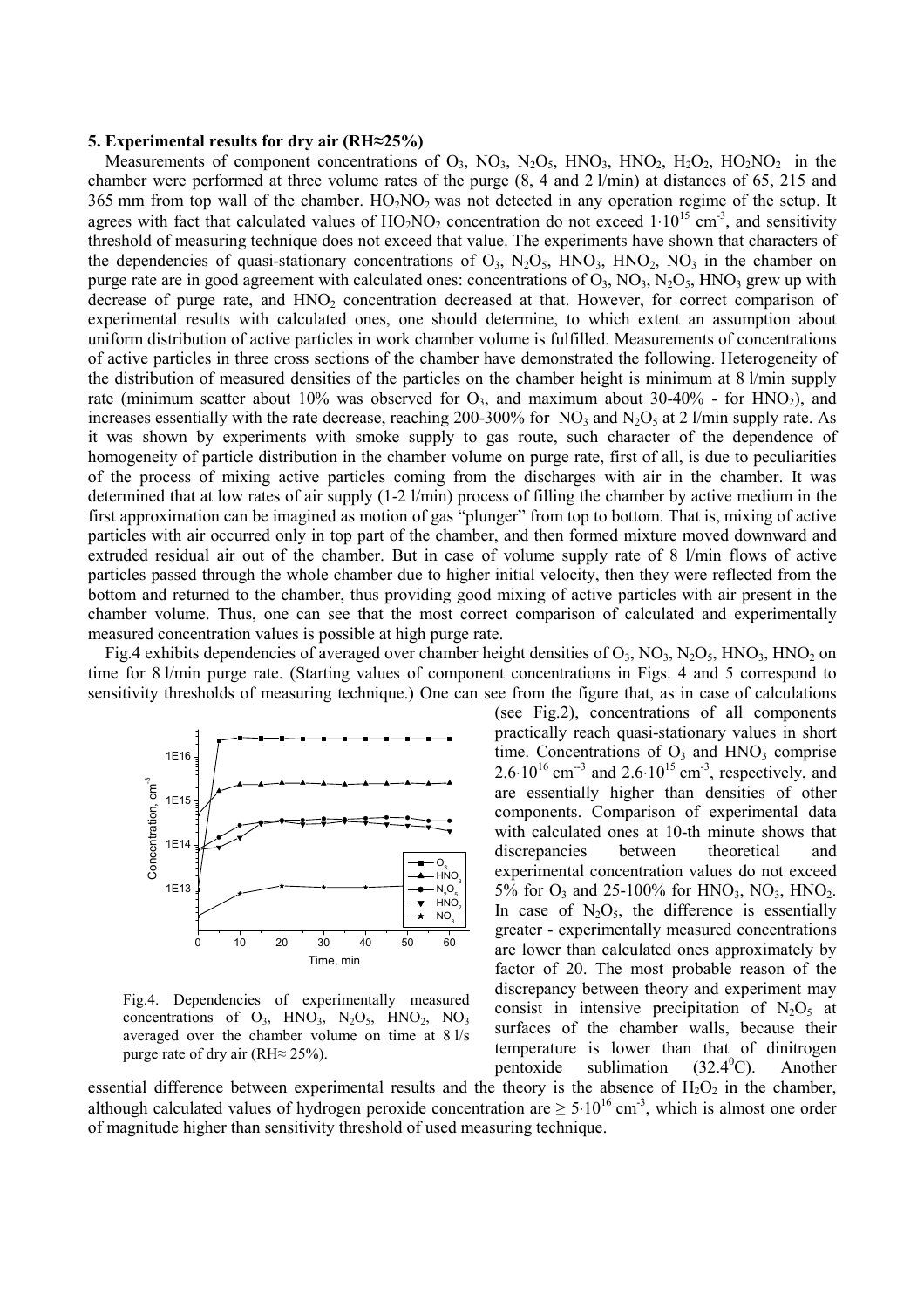### 5. Experimental results for dry air (RH≈25%)

Measurements of component concentrations of $O_3$, $NO_3$, $N_2O_5$, $HNO_3$, $HNO_2$, $H_2O_2$, $HO_2NO_2$ in the chamber were performed at three volume rates of the purge (8, 4 and 2 l/min) at distances of 65, 215 and 365 mm from top wall of the chamber. $HO_2NO_2$ was not detected in any operation regime of the setup. It agrees with fact that calculated values of $HO_2NO_2$ concentration do not exceed $1\cdot10^{15}$ cm$^{-3}$, and sensitivity threshold of measuring technique does not exceed that value. The experiments have shown that characters of the dependencies of quasi-stationary concentrations of $O_3$, $N_2O_5$, $HNO_3$, $HNO_2$, $NO_3$ in the chamber on purge rate are in good agreement with calculated ones: concentrations of $O_3$, $NO_3$, $N_2O_5$, $HNO_3$ grew up with decrease of purge rate, and $HNO_2$ concentration decreased at that. However, for correct comparison of experimental results with calculated ones, one should determine, to which extent an assumption about uniform distribution of active particles in work chamber volume is fulfilled. Measurements of concentrations of active particles in three cross sections of the chamber have demonstrated the following. Heterogeneity of the distribution of measured densities of the particles on the chamber height is minimum at 8 l/min supply rate (minimum scatter about 10% was observed for $O_3$, and maximum about 30-40% - for $HNO_2$), and increases essentially with the rate decrease, reaching 200-300% for $NO_3$ and $N_2O_5$ at 2 l/min supply rate. As it was shown by experiments with smoke supply to gas route, such character of the dependence of homogeneity of particle distribution in the chamber volume on purge rate, first of all, is due to peculiarities of the process of mixing active particles coming from the discharges with air in the chamber. It was determined that at low rates of air supply (1-2 l/min) process of filling the chamber by active medium in the first approximation can be imagined as motion of gas "plunger" from top to bottom. That is, mixing of active particles with air occurred only in top part of the chamber, and then formed mixture moved downward and extruded residual air out of the chamber. But in case of volume supply rate of 8 l/min flows of active particles passed through the whole chamber due to higher initial velocity, then they were reflected from the bottom and returned to the chamber, thus providing good mixing of active particles with air present in the chamber volume. Thus, one can see that the most correct comparison of calculated and experimentally measured concentration values is possible at high purge rate.

Fig.4 exhibits dependencies of averaged over chamber height densities of $O_3$, $NO_3$, $N_2O_5$, $HNO_3$, $HNO_2$ on time for 8 l/min purge rate. (Starting values of component concentrations in Figs. 4 and 5 correspond to sensitivity thresholds of measuring technique.) One can see from the figure that, as in case of calculations (see Fig.2), concentrations of all components practically reach quasi-stationary values in short time. Concentrations of $O_3$ and $HNO_3$ comprise $2.6\cdot10^{16}$ cm$^{-3}$ and $2.6\cdot10^{15}$ cm$^{-3}$, respectively, and are essentially higher than densities of other components. Comparison of experimental data with calculated ones at 10-th minute shows that discrepancies between theoretical and experimental concentration values do not exceed 5% for $O_3$ and 25-100% for $HNO_3$, $NO_3$, $HNO_2$. In case of $N_2O_5$, the difference is essentially greater - experimentally measured concentrations are lower than calculated ones approximately by factor of 20. The most probable reason of the discrepancy between theory and experiment may consist in intensive precipitation of $N_2O_5$ at surfaces of the chamber walls, because their temperature is lower than that of dinitrogen pentoxide sublimation ($32.4^0$C). Another essential difference between experimental results and the theory is the absence of $H_2O_2$ in the chamber, although calculated values of hydrogen peroxide concentration are $\geq 5\cdot10^{16}$ cm$^{-3}$, which is almost one order of magnitude higher than sensitivity threshold of used measuring technique.

Fig.4. Dependencies of experimentally measured concentrations of $O_3$, $HNO_3$, $N_2O_5$, $HNO_2$, $NO_3$ averaged over the chamber volume on time at 8 l/s purge rate of dry air (RH≈ 25%).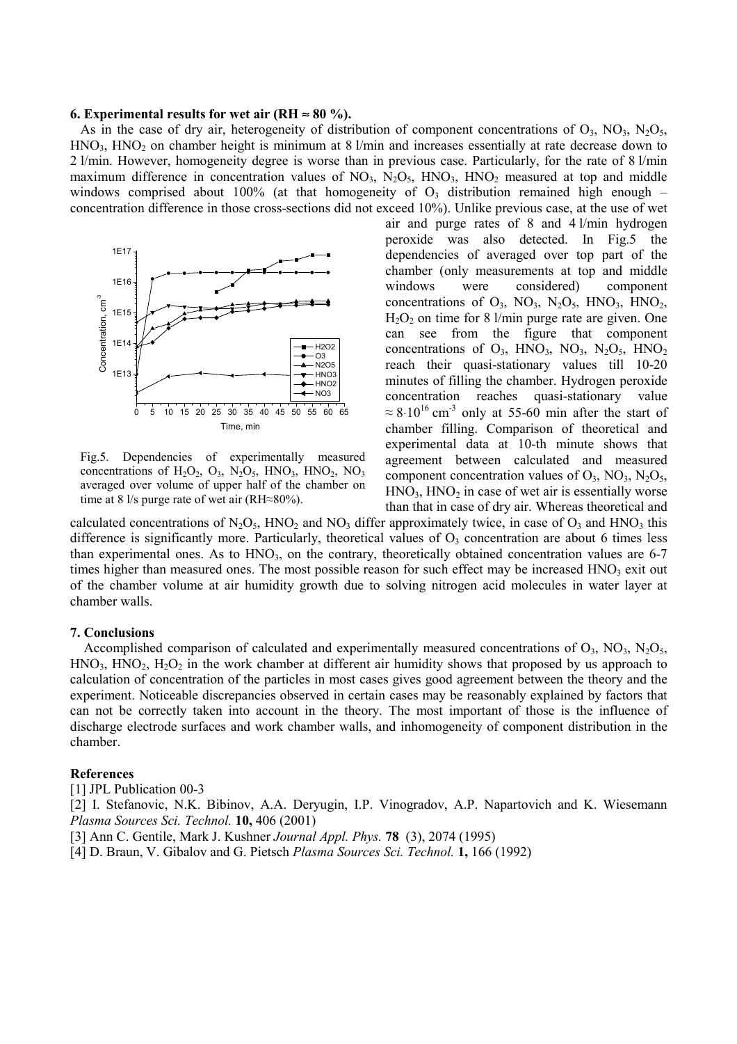### 6. Experimental results for wet air (RH ≈ 80 %).

As in the case of dry air, heterogeneity of distribution of component concentrations of $O_3$, $NO_3$, $N_2O_5$, $HNO_3$, $HNO_2$ on chamber height is minimum at 8 l/min and increases essentially at rate decrease down to 2 l/min. However, homogeneity degree is worse than in previous case. Particularly, for the rate of 8 l/min maximum difference in concentration values of $NO_3$, $N_2O_5$, $HNO_3$, $HNO_2$ measured at top and middle windows comprised about 100% (at that homogeneity of $O_3$ distribution remained high enough – concentration difference in those cross-sections did not exceed 10%). Unlike previous case, at the use of wet air and purge rates of 8 and 4 l/min hydrogen peroxide was also detected. In Fig.5 the dependencies of averaged over top part of the chamber (only measurements at top and middle windows were considered) component concentrations of $O_3$, $NO_3$, $N_2O_5$, $HNO_3$, $HNO_2$, $H_2O_2$ on time for 8 l/min purge rate are given. One can see from the figure that component concentrations of $O_3$, $HNO_3$, $NO_3$, $N_2O_5$, $HNO_2$ reach their quasi-stationary values till 10-20 minutes of filling the chamber. Hydrogen peroxide concentration reaches quasi-stationary value $\approx 8 \cdot 10^{16}$ cm$^{-3}$ only at 55-60 min after the start of chamber filling. Comparison of theoretical and experimental data at 10-th minute shows that agreement between calculated and measured component concentration values of $O_3$, $NO_3$, $N_2O_5$, $HNO_3$, $HNO_2$ in case of wet air is essentially worse than that in case of dry air. Whereas theoretical and calculated concentrations of $N_2O_5$, $HNO_2$ and $NO_3$ differ approximately twice, in case of $O_3$ and $HNO_3$ this difference is significantly more. Particularly, theoretical values of $O_3$ concentration are about 6 times less than experimental ones. As to $HNO_3$, on the contrary, theoretically obtained concentration values are 6-7 times higher than measured ones. The most possible reason for such effect may be increased $HNO_3$ exit out of the chamber volume at air humidity growth due to solving nitrogen acid molecules in water layer at chamber walls.

Concentration, cm$^{-3}$
1E17
1E16
1E15
1E14
1E13
0 5 10 15 20 25 30 35 40 45 50 55 60 65
Time, min
H2O2
O3
N2O5
HNO3
HNO2
NO3

Fig.5. Dependencies of experimentally measured concentrations of $H_2O_2$, $O_3$, $N_2O_5$, $HNO_3$, $HNO_2$, $NO_3$ averaged over volume of upper half of the chamber on time at 8 l/s purge rate of wet air (RH≈80%).

### 7. Conclusions

Accomplished comparison of calculated and experimentally measured concentrations of $O_3$, $NO_3$, $N_2O_5$, $HNO_3$, $HNO_2$, $H_2O_2$ in the work chamber at different air humidity shows that proposed by us approach to calculation of concentration of the particles in most cases gives good agreement between the theory and the experiment. Noticeable discrepancies observed in certain cases may be reasonably explained by factors that can not be correctly taken into account in the theory. The most important of those is the influence of discharge electrode surfaces and work chamber walls, and inhomogeneity of component distribution in the chamber.

### References

[1] JPL Publication 00-3

[2] I. Stefanovic, N.K. Bibinov, A.A. Deryugin, I.P. Vinogradov, A.P. Napartovich and K. Wiesemann *Plasma Sources Sci. Technol.* **10,** 406 (2001)

[3] Ann C. Gentile, Mark J. Kushner *Journal Appl. Phys.* **78** (3), 2074 (1995)

[4] D. Braun, V. Gibalov and G. Pietsch *Plasma Sources Sci. Technol.* **1,** 166 (1992)